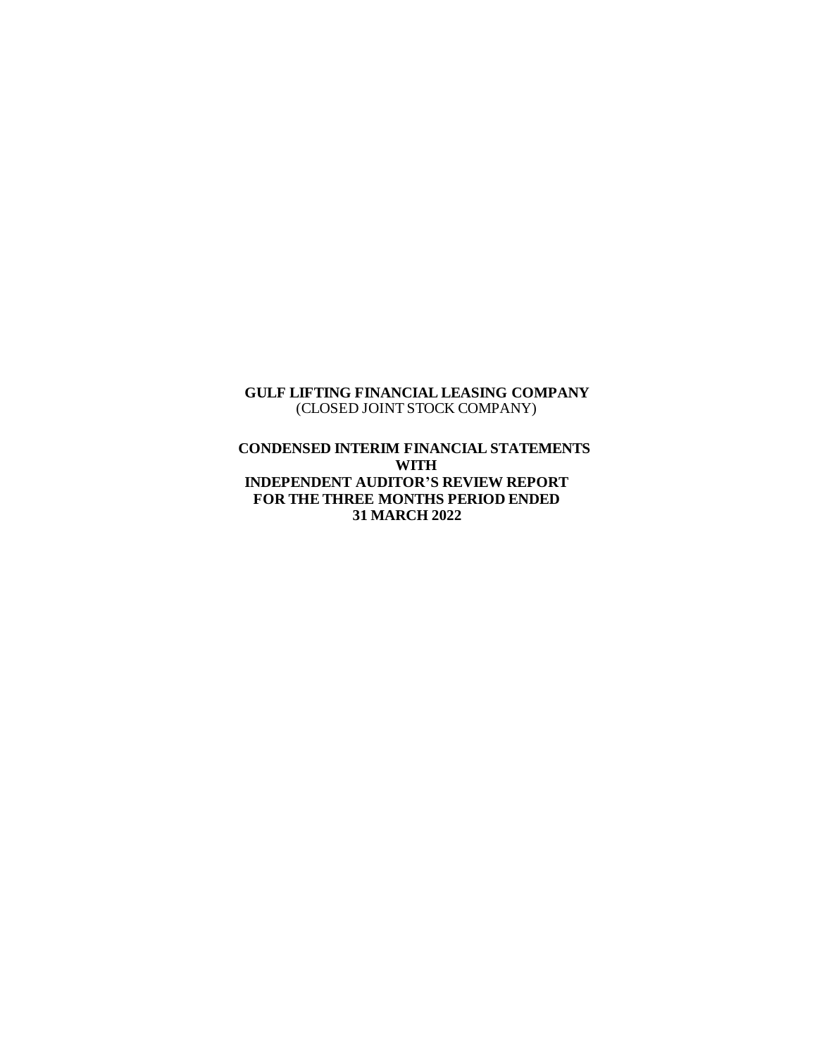**GULF LIFTING FINANCIAL LEASING COMPANY**
(CLOSED JOINT STOCK COMPANY)

**CONDENSED INTERIM FINANCIAL STATEMENTS**
**WITH**
**INDEPENDENT AUDITOR'S REVIEW REPORT**
**FOR THE THREE MONTHS PERIOD ENDED**
**31 MARCH 2022**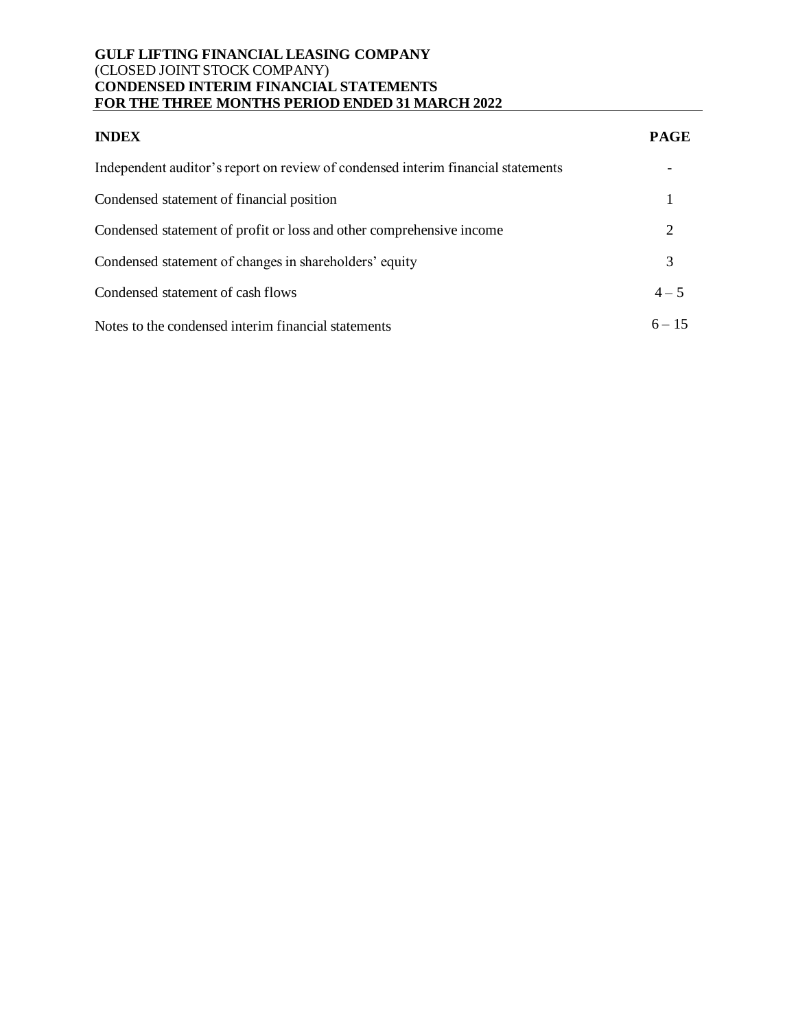**GULF LIFTING FINANCIAL LEASING COMPANY**
(CLOSED JOINT STOCK COMPANY)
**CONDENSED INTERIM FINANCIAL STATEMENTS**
**FOR THE THREE MONTHS PERIOD ENDED 31 MARCH 2022**

| **INDEX** | **PAGE** |
|---|---|
| Independent auditor's report on review of condensed interim financial statements | - |
| Condensed statement of financial position | 1 |
| Condensed statement of profit or loss and other comprehensive income | 2 |
| Condensed statement of changes in shareholders' equity | 3 |
| Condensed statement of cash flows | 4 – 5 |
| Notes to the condensed interim financial statements | 6 – 15 |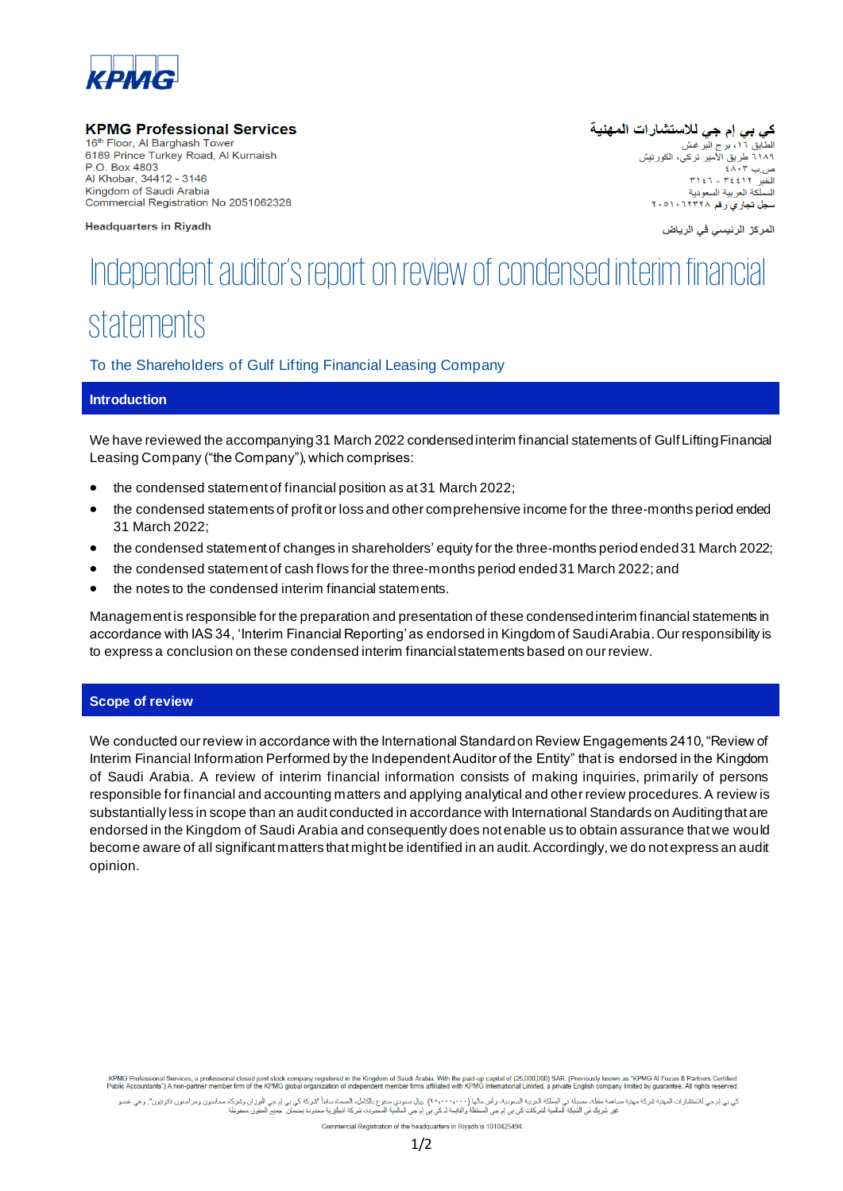**KPMG Professional Services**
16th Floor, Al Barghash Tower
6189 Prince Turkey Road, Al Kurnaish
P.O. Box 4803
Al Khobar, 34412 - 3146
Kingdom of Saudi Arabia
Commercial Registration No 2051062328

Headquarters in Riyadh

**كي بي إم جي للاستشارات المهنية**
الطابق ١٦، برج البرغش
٦١٨٩ طريق الأمير تركي، الكورنيش
ص.ب ٤٨٠٣
الخبر ٣٤٤١٢ - ٣١٤٦
المملكة العربية السعودية
سجل تجاري رقم ٢٠٥١٠٦٢٣٢٨

المركز الرئيسي في الرياض

# Independent auditor's report on review of condensed interim financial statements

To the Shareholders of Gulf Lifting Financial Leasing Company

## Introduction

We have reviewed the accompanying 31 March 2022 condensed interim financial statements of Gulf Lifting Financial Leasing Company ("the Company"), which comprises:

- the condensed statement of financial position as at 31 March 2022;
- the condensed statements of profit or loss and other comprehensive income for the three-months period ended 31 March 2022;
- the condensed statement of changes in shareholders' equity for the three-months period ended 31 March 2022;
- the condensed statement of cash flows for the three-months period ended 31 March 2022; and
- the notes to the condensed interim financial statements.

Management is responsible for the preparation and presentation of these condensed interim financial statements in accordance with IAS 34, 'Interim Financial Reporting' as endorsed in Kingdom of Saudi Arabia. Our responsibility is to express a conclusion on these condensed interim financial statements based on our review.

## Scope of review

We conducted our review in accordance with the International Standard on Review Engagements 2410, "Review of Interim Financial Information Performed by the Independent Auditor of the Entity" that is endorsed in the Kingdom of Saudi Arabia. A review of interim financial information consists of making inquiries, primarily of persons responsible for financial and accounting matters and applying analytical and other review procedures. A review is substantially less in scope than an audit conducted in accordance with International Standards on Auditing that are endorsed in the Kingdom of Saudi Arabia and consequently does not enable us to obtain assurance that we would become aware of all significant matters that might be identified in an audit. Accordingly, we do not express an audit opinion.

KPMG Professional Services, a professional closed joint stock company registered in the Kingdom of Saudi Arabia. With the paid-up capital of (25,000,000) SAR. (Previously known as "KPMG Al Fozan & Partners Certified Public Accountants") A non-partner member firm of the KPMG global organization of independent member firms affiliated with KPMG International Limited, a private English company limited by guarantee. All rights reserved.

كي بي إم جي للاستشارات المهنية شركة مهنية مساهمة مقفلة، مسجلة في المملكة العربية السعودية، رأس مالها (٢٥,٠٠٠,٠٠٠) ريال سعودي مدفوع بالكامل، المسماة سابقاً "شركة كي بي إم جي الفوزان وشركاه محاسبون ومراجعون قانونيون". وهي عضو غير شريك في الشبكة العالمية لشركات كي بي إم جي المستقلة والتابعة لـ كي بي إم جي العالمية المحدودة، شركة انجليزية محدودة بضمان. جميع الحقوق محفوظة.

Commercial Registration of the headquarters in Riyadh is 1010425494.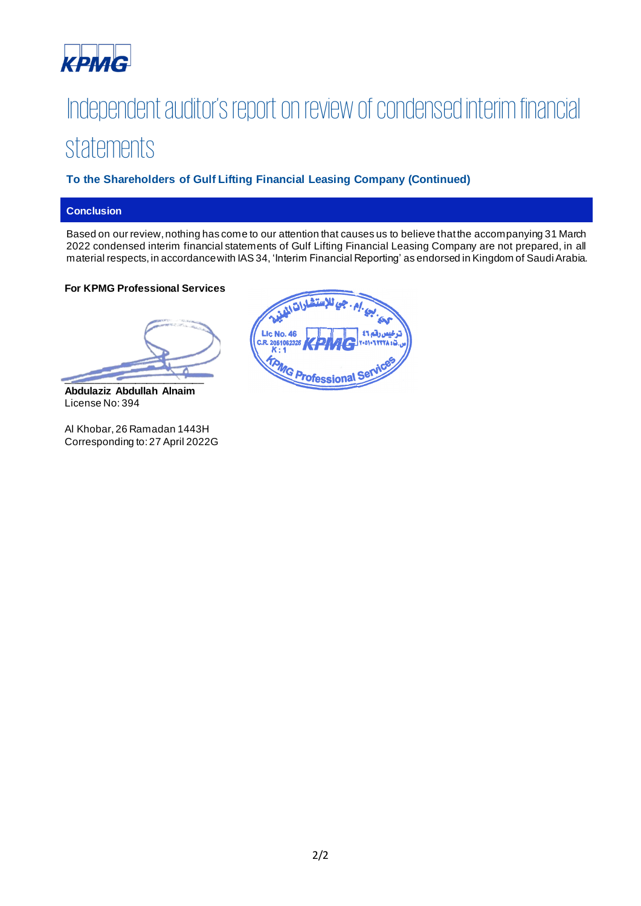# Independent auditor's report on review of condensed interim financial statements

**To the Shareholders of Gulf Lifting Financial Leasing Company (Continued)**

## Conclusion

Based on our review, nothing has come to our attention that causes us to believe that the accompanying 31 March 2022 condensed interim financial statements of Gulf Lifting Financial Leasing Company are not prepared, in all material respects, in accordance with IAS 34, 'Interim Financial Reporting' as endorsed in Kingdom of Saudi Arabia.

**For KPMG Professional Services**

**Abdulaziz Abdullah Alnaim**
License No: 394

Al Khobar, 26 Ramadan 1443H
Corresponding to: 27 April 2022G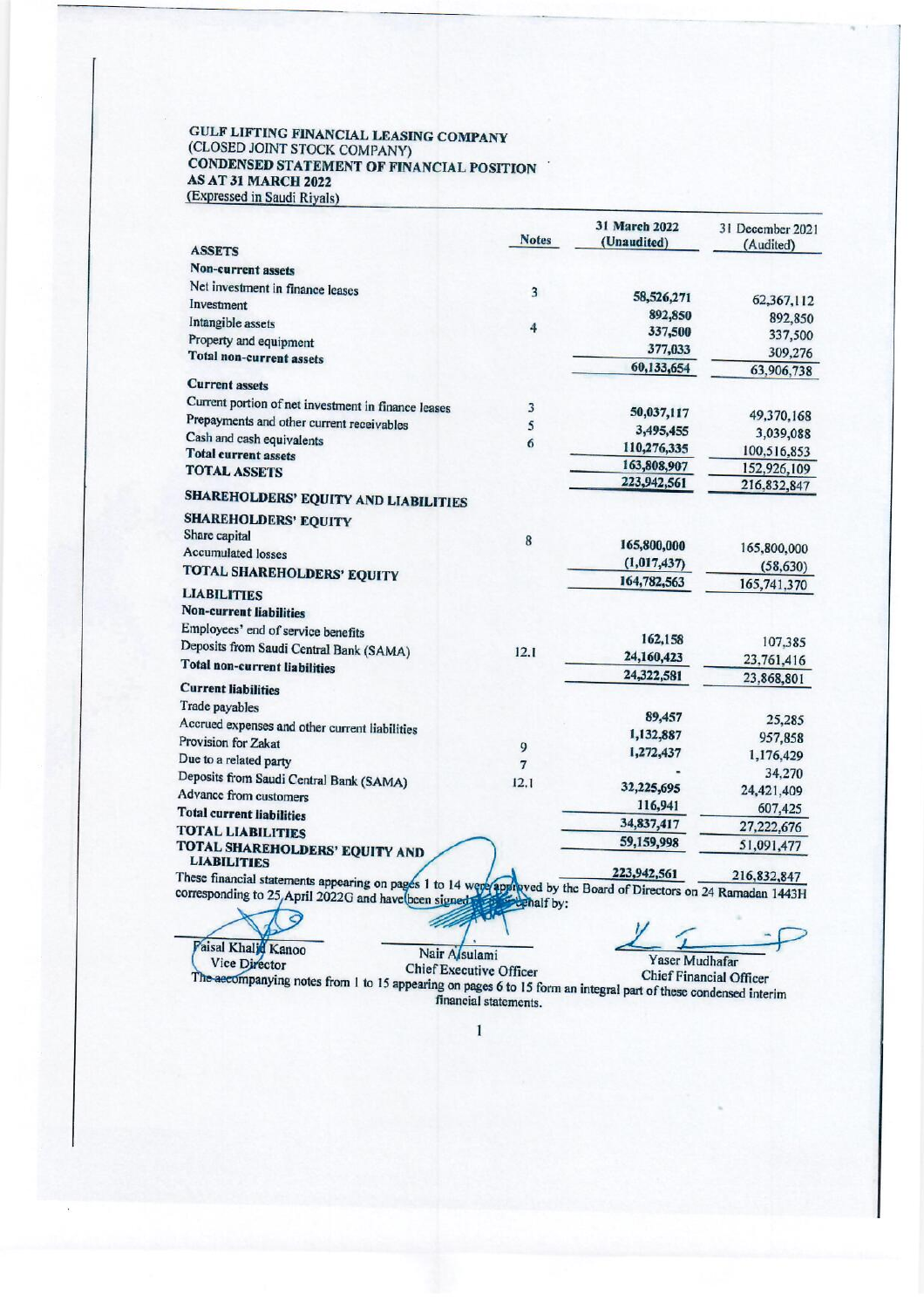**GULF LIFTING FINANCIAL LEASING COMPANY**
(CLOSED JOINT STOCK COMPANY)
**CONDENSED STATEMENT OF FINANCIAL POSITION**
**AS AT 31 MARCH 2022**
(Expressed in Saudi Riyals)

| | Notes | 31 March 2022 (Unaudited) | 31 December 2021 (Audited) |
|---|---|---|---|
| **ASSETS** | | | |
| **Non-current assets** | | | |
| Net investment in finance leases | 3 | 58,526,271 | 62,367,112 |
| Investment | | 892,850 | 892,850 |
| Intangible assets | 4 | 337,500 | 337,500 |
| Property and equipment | | 377,033 | 309,276 |
| **Total non-current assets** | | 60,133,654 | 63,906,738 |
| **Current assets** | | | |
| Current portion of net investment in finance leases | 3 | 50,037,117 | 49,370,168 |
| Prepayments and other current receivables | 5 | 3,495,455 | 3,039,088 |
| Cash and cash equivalents | 6 | 110,276,335 | 100,516,853 |
| **Total current assets** | | 163,808,907 | 152,926,109 |
| **TOTAL ASSETS** | | 223,942,561 | 216,832,847 |
| **SHAREHOLDERS' EQUITY AND LIABILITIES** | | | |
| **SHAREHOLDERS' EQUITY** | | | |
| Share capital | 8 | 165,800,000 | 165,800,000 |
| Accumulated losses | | (1,017,437) | (58,630) |
| **TOTAL SHAREHOLDERS' EQUITY** | | 164,782,563 | 165,741,370 |
| **LIABILITIES** | | | |
| **Non-current liabilities** | | | |
| Employees' end of service benefits | | 162,158 | 107,385 |
| Deposits from Saudi Central Bank (SAMA) | 12.1 | 24,160,423 | 23,761,416 |
| **Total non-current liabilities** | | 24,322,581 | 23,868,801 |
| **Current liabilities** | | | |
| Trade payables | | 89,457 | 25,285 |
| Accrued expenses and other current liabilities | | 1,132,887 | 957,858 |
| Provision for Zakat | 9 | 1,272,437 | 1,176,429 |
| Due to a related party | 7 | - | 34,270 |
| Deposits from Saudi Central Bank (SAMA) | 12.1 | 32,225,695 | 24,421,409 |
| Advance from customers | | 116,941 | 607,425 |
| **Total current liabilities** | | 34,837,417 | 27,222,676 |
| **TOTAL LIABILITIES** | | 59,159,998 | 51,091,477 |
| **TOTAL SHAREHOLDERS' EQUITY AND LIABILITIES** | | 223,942,561 | 216,832,847 |

These financial statements appearing on pages 1 to 14 were approved by the Board of Directors on 24 Ramadan 1443H corresponding to 25 April 2022G and have been signed on their behalf by:

Faisal Khalid Kanoo
Vice Director

Nair Alsulami
Chief Executive Officer

Yaser Mudhafar
Chief Financial Officer

The accompanying notes from 1 to 15 appearing on pages 6 to 15 form an integral part of these condensed interim financial statements.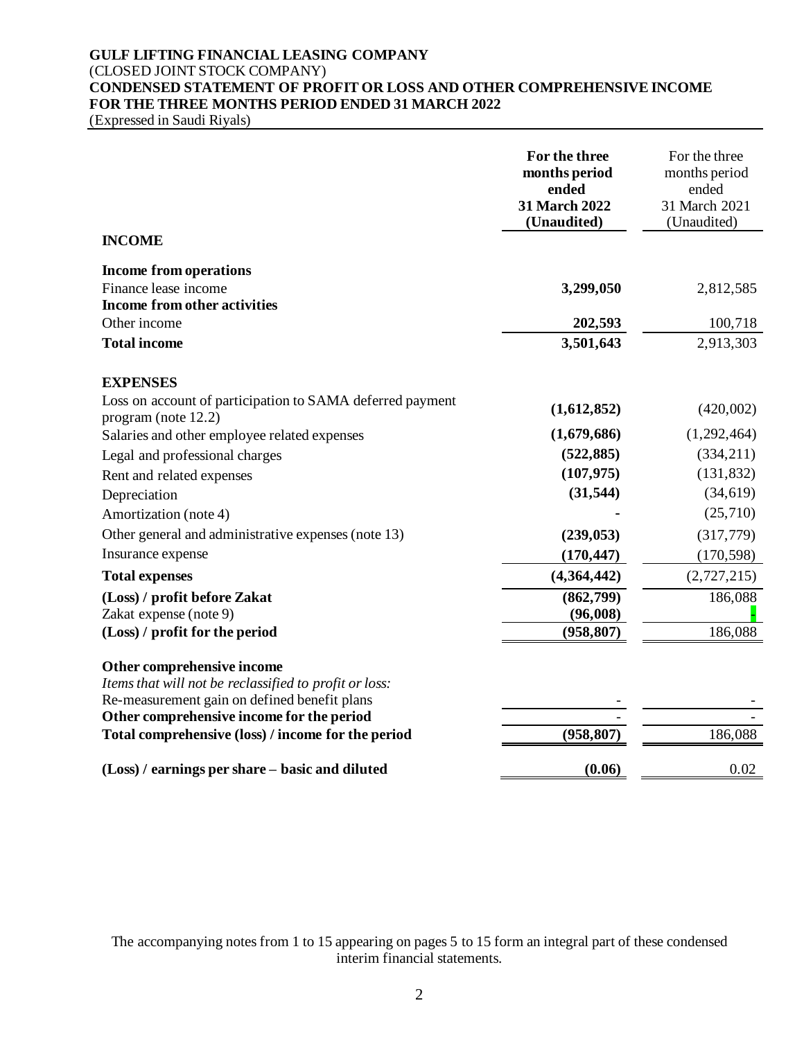**GULF LIFTING FINANCIAL LEASING COMPANY**
(CLOSED JOINT STOCK COMPANY)
**CONDENSED STATEMENT OF PROFIT OR LOSS AND OTHER COMPREHENSIVE INCOME**
**FOR THE THREE MONTHS PERIOD ENDED 31 MARCH 2022**
(Expressed in Saudi Riyals)

| | **For the three months period ended 31 March 2022 (Unaudited)** | For the three months period ended 31 March 2021 (Unaudited) |
|---|---|---|
| **INCOME** | | |
| **Income from operations** | | |
| Finance lease income | **3,299,050** | 2,812,585 |
| **Income from other activities** | | |
| Other income | **202,593** | 100,718 |
| **Total income** | **3,501,643** | 2,913,303 |
| **EXPENSES** | | |
| Loss on account of participation to SAMA deferred payment program (note 12.2) | **(1,612,852)** | (420,002) |
| Salaries and other employee related expenses | **(1,679,686)** | (1,292,464) |
| Legal and professional charges | **(522,885)** | (334,211) |
| Rent and related expenses | **(107,975)** | (131,832) |
| Depreciation | **(31,544)** | (34,619) |
| Amortization (note 4) | **-** | (25,710) |
| Other general and administrative expenses (note 13) | **(239,053)** | (317,779) |
| Insurance expense | **(170,447)** | (170,598) |
| **Total expenses** | **(4,364,442)** | (2,727,215) |
| **(Loss) / profit before Zakat** | **(862,799)** | 186,088 |
| Zakat expense (note 9) | **(96,008)** | - |
| **(Loss) / profit for the period** | **(958,807)** | 186,088 |
| **Other comprehensive income** | | |
| *Items that will not be reclassified to profit or loss:* | | |
| Re-measurement gain on defined benefit plans | - | - |
| **Other comprehensive income for the period** | - | - |
| **Total comprehensive (loss) / income for the period** | **(958,807)** | 186,088 |
| **(Loss) / earnings per share – basic and diluted** | **(0.06)** | 0.02 |

The accompanying notes from 1 to 15 appearing on pages 5 to 15 form an integral part of these condensed interim financial statements.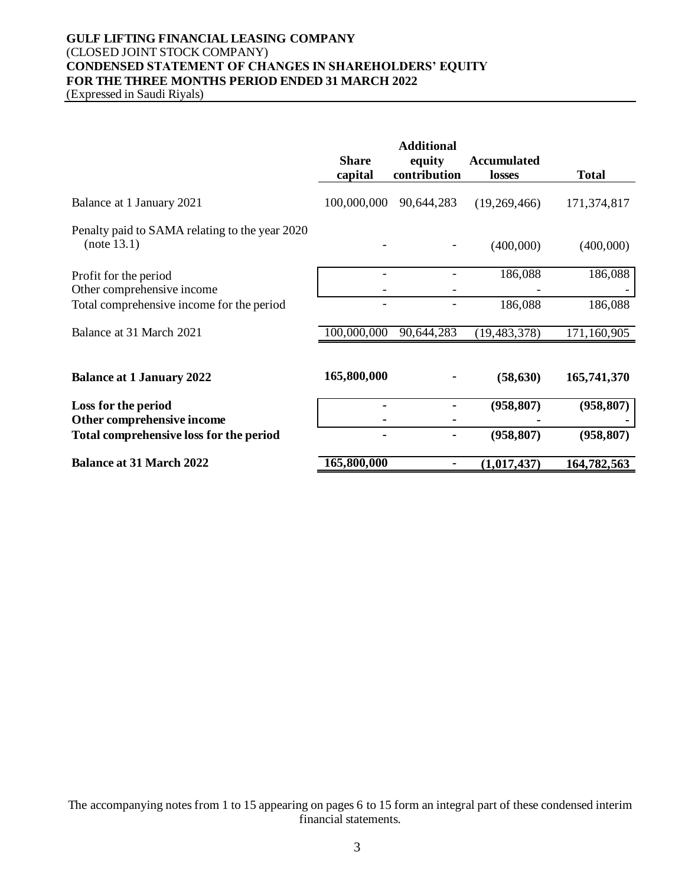**GULF LIFTING FINANCIAL LEASING COMPANY**
(CLOSED JOINT STOCK COMPANY)
**CONDENSED STATEMENT OF CHANGES IN SHAREHOLDERS' EQUITY**
**FOR THE THREE MONTHS PERIOD ENDED 31 MARCH 2022**
(Expressed in Saudi Riyals)

| | Share capital | Additional equity contribution | Accumulated losses | Total |
|---|---|---|---|---|
| Balance at 1 January 2021 | 100,000,000 | 90,644,283 | (19,269,466) | 171,374,817 |
| Penalty paid to SAMA relating to the year 2020 (note 13.1) | - | - | (400,000) | (400,000) |
| Profit for the period | - | - | 186,088 | 186,088 |
| Other comprehensive income | - | - | - | - |
| Total comprehensive income for the period | - | - | 186,088 | 186,088 |
| Balance at 31 March 2021 | 100,000,000 | 90,644,283 | (19,483,378) | 171,160,905 |
| **Balance at 1 January 2022** | **165,800,000** | **-** | **(58,630)** | **165,741,370** |
| **Loss for the period** | **-** | **-** | **(958,807)** | **(958,807)** |
| **Other comprehensive income** | **-** | **-** | **-** | **-** |
| **Total comprehensive loss for the period** | **-** | **-** | **(958,807)** | **(958,807)** |
| **Balance at 31 March 2022** | **165,800,000** | **-** | **(1,017,437)** | **164,782,563** |

The accompanying notes from 1 to 15 appearing on pages 6 to 15 form an integral part of these condensed interim financial statements.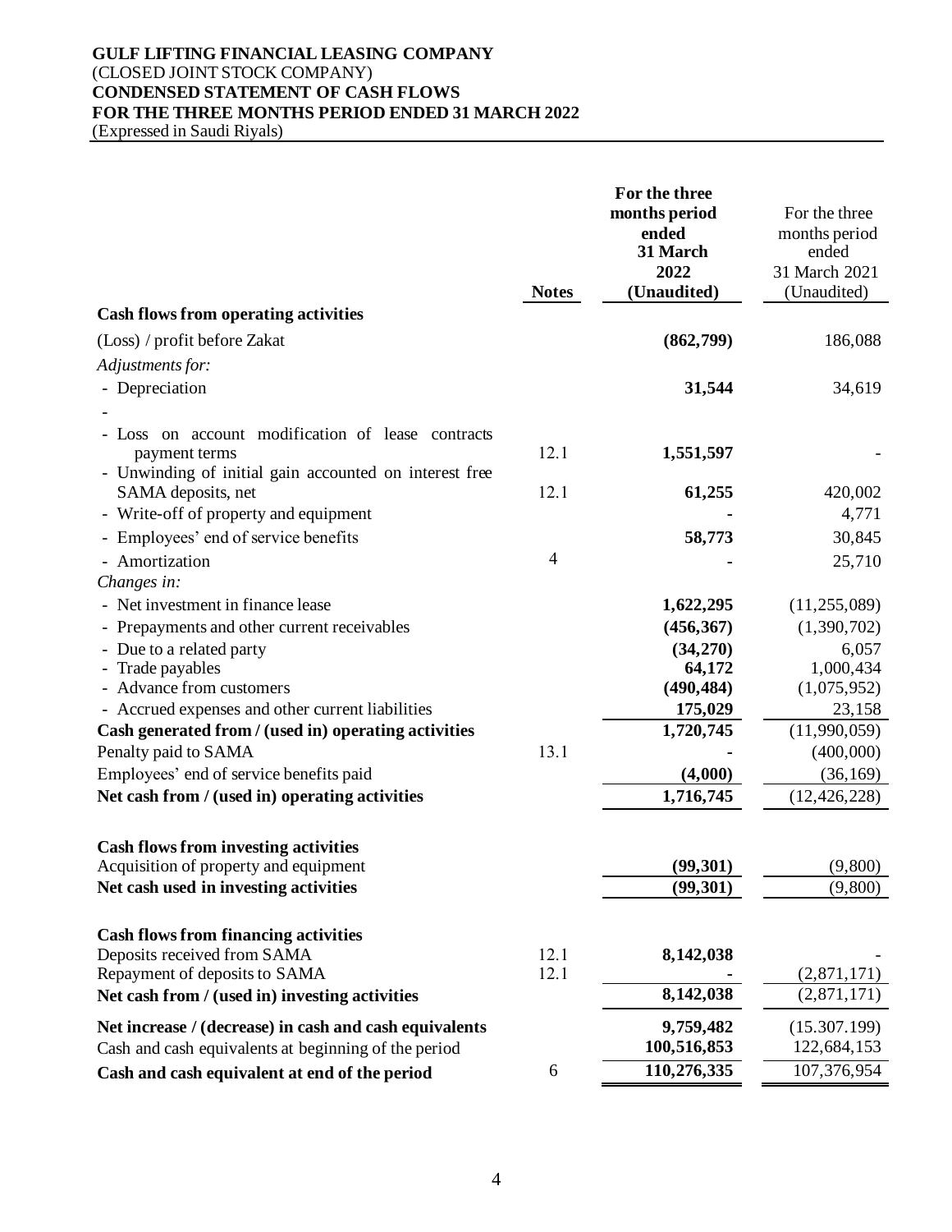**GULF LIFTING FINANCIAL LEASING COMPANY**
(CLOSED JOINT STOCK COMPANY)
**CONDENSED STATEMENT OF CASH FLOWS**
**FOR THE THREE MONTHS PERIOD ENDED 31 MARCH 2022**
(Expressed in Saudi Riyals)

| | Notes | **For the three months period ended 31 March 2022 (Unaudited)** | For the three months period ended 31 March 2021 (Unaudited) |
|---|---|---|---|
| **Cash flows from operating activities** | | | |
| (Loss) / profit before Zakat | | **(862,799)** | 186,088 |
| *Adjustments for:* | | | |
| - Depreciation | | **31,544** | 34,619 |
| - | | | |
| - Loss on account modification of lease contracts payment terms | 12.1 | **1,551,597** | - |
| - Unwinding of initial gain accounted on interest free SAMA deposits, net | 12.1 | **61,255** | 420,002 |
| - Write-off of property and equipment | | **-** | 4,771 |
| - Employees' end of service benefits | | **58,773** | 30,845 |
| - Amortization | 4 | **-** | 25,710 |
| *Changes in:* | | | |
| - Net investment in finance lease | | **1,622,295** | (11,255,089) |
| - Prepayments and other current receivables | | **(456,367)** | (1,390,702) |
| - Due to a related party | | **(34,270)** | 6,057 |
| - Trade payables | | **64,172** | 1,000,434 |
| - Advance from customers | | **(490,484)** | (1,075,952) |
| - Accrued expenses and other current liabilities | | **175,029** | 23,158 |
| **Cash generated from / (used in) operating activities** | | **1,720,745** | (11,990,059) |
| Penalty paid to SAMA | 13.1 | **-** | (400,000) |
| Employees' end of service benefits paid | | **(4,000)** | (36,169) |
| **Net cash from / (used in) operating activities** | | **1,716,745** | (12,426,228) |
| | | | |
| **Cash flows from investing activities** | | | |
| Acquisition of property and equipment | | **(99,301)** | (9,800) |
| **Net cash used in investing activities** | | **(99,301)** | (9,800) |
| | | | |
| **Cash flows from financing activities** | | | |
| Deposits received from SAMA | 12.1 | **8,142,038** | - |
| Repayment of deposits to SAMA | 12.1 | **-** | (2,871,171) |
| **Net cash from / (used in) investing activities** | | **8,142,038** | (2,871,171) |
| **Net increase / (decrease) in cash and cash equivalents** | | **9,759,482** | (15.307.199) |
| Cash and cash equivalents at beginning of the period | | **100,516,853** | 122,684,153 |
| **Cash and cash equivalent at end of the period** | 6 | **110,276,335** | 107,376,954 |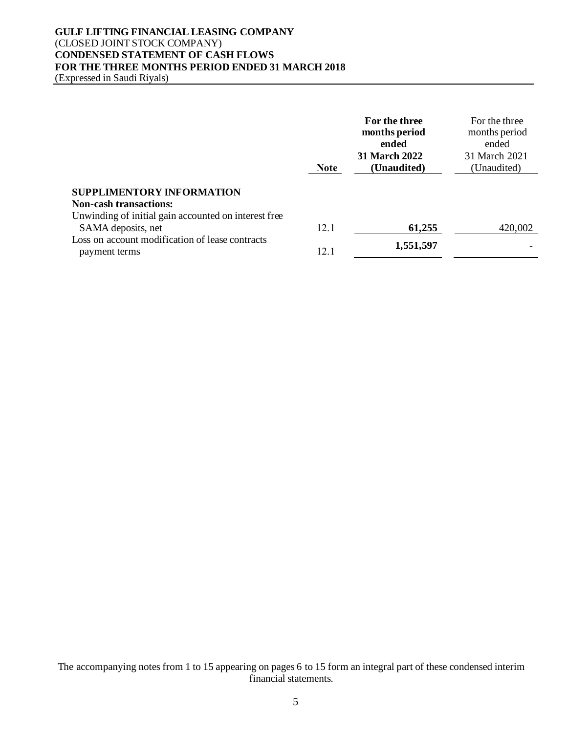**GULF LIFTING FINANCIAL LEASING COMPANY**
(CLOSED JOINT STOCK COMPANY)
**CONDENSED STATEMENT OF CASH FLOWS**
**FOR THE THREE MONTHS PERIOD ENDED 31 MARCH 2018**
(Expressed in Saudi Riyals)

| | Note | **For the three months period ended 31 March 2022 (Unaudited)** | For the three months period ended 31 March 2021 (Unaudited) |
|---|---|---|---|
| **SUPPLIMENTORY INFORMATION** | | | |
| **Non-cash transactions:** | | | |
| Unwinding of initial gain accounted on interest free SAMA deposits, net | 12.1 | **61,255** | 420,002 |
| Loss on account modification of lease contracts payment terms | 12.1 | **1,551,597** | - |

The accompanying notes from 1 to 15 appearing on pages 6 to 15 form an integral part of these condensed interim financial statements.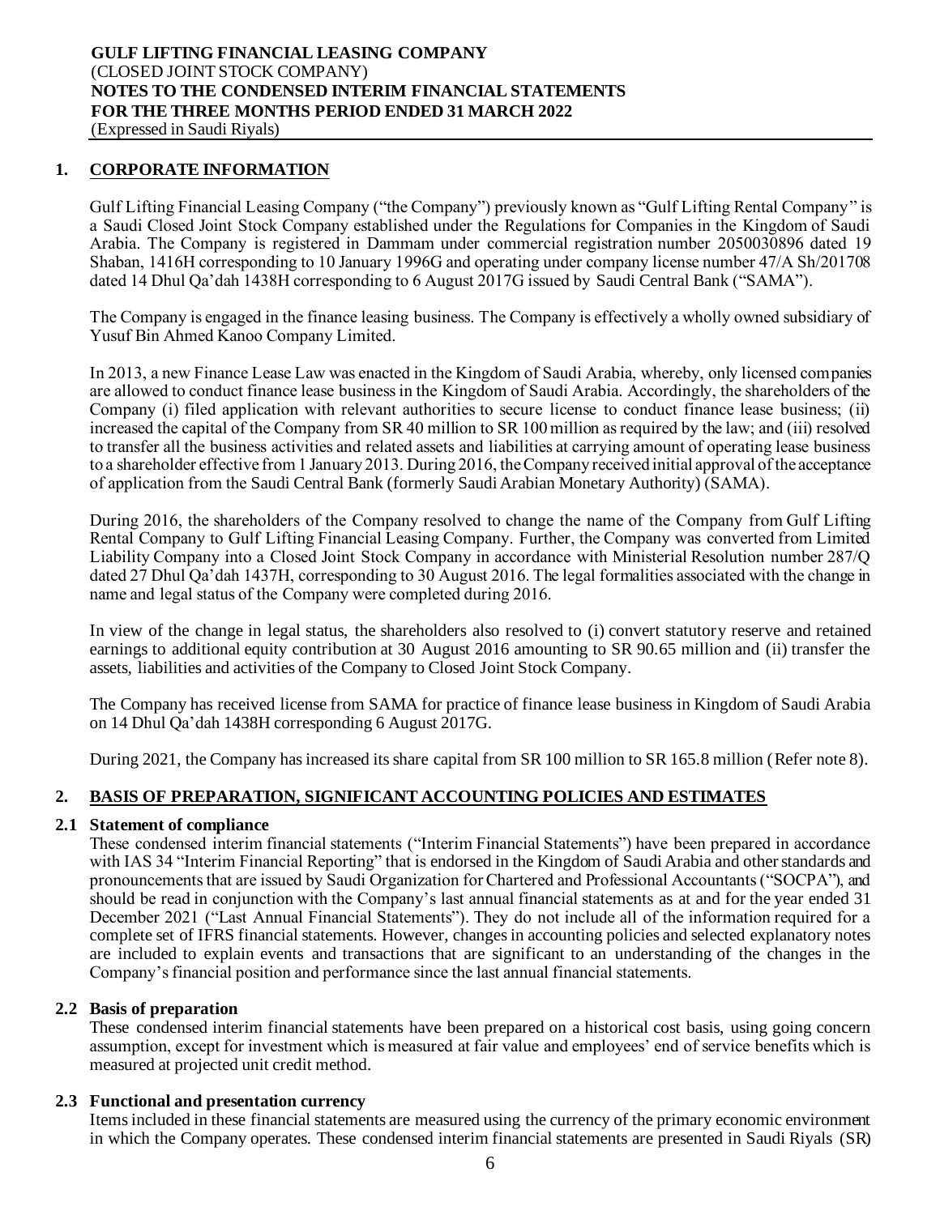## 1. CORPORATE INFORMATION

Gulf Lifting Financial Leasing Company ("the Company") previously known as "Gulf Lifting Rental Company" is a Saudi Closed Joint Stock Company established under the Regulations for Companies in the Kingdom of Saudi Arabia. The Company is registered in Dammam under commercial registration number 2050030896 dated 19 Shaban, 1416H corresponding to 10 January 1996G and operating under company license number 47/A Sh/201708 dated 14 Dhul Qa'dah 1438H corresponding to 6 August 2017G issued by Saudi Central Bank ("SAMA").

The Company is engaged in the finance leasing business. The Company is effectively a wholly owned subsidiary of Yusuf Bin Ahmed Kanoo Company Limited.

In 2013, a new Finance Lease Law was enacted in the Kingdom of Saudi Arabia, whereby, only licensed companies are allowed to conduct finance lease business in the Kingdom of Saudi Arabia. Accordingly, the shareholders of the Company (i) filed application with relevant authorities to secure license to conduct finance lease business; (ii) increased the capital of the Company from SR 40 million to SR 100 million as required by the law; and (iii) resolved to transfer all the business activities and related assets and liabilities at carrying amount of operating lease business to a shareholder effective from 1 January 2013. During 2016, the Company received initial approval of the acceptance of application from the Saudi Central Bank (formerly Saudi Arabian Monetary Authority) (SAMA).

During 2016, the shareholders of the Company resolved to change the name of the Company from Gulf Lifting Rental Company to Gulf Lifting Financial Leasing Company. Further, the Company was converted from Limited Liability Company into a Closed Joint Stock Company in accordance with Ministerial Resolution number 287/Q dated 27 Dhul Qa'dah 1437H, corresponding to 30 August 2016. The legal formalities associated with the change in name and legal status of the Company were completed during 2016.

In view of the change in legal status, the shareholders also resolved to (i) convert statutory reserve and retained earnings to additional equity contribution at 30 August 2016 amounting to SR 90.65 million and (ii) transfer the assets, liabilities and activities of the Company to Closed Joint Stock Company.

The Company has received license from SAMA for practice of finance lease business in Kingdom of Saudi Arabia on 14 Dhul Qa'dah 1438H corresponding 6 August 2017G.

During 2021, the Company has increased its share capital from SR 100 million to SR 165.8 million (Refer note 8).

## 2. BASIS OF PREPARATION, SIGNIFICANT ACCOUNTING POLICIES AND ESTIMATES

### 2.1 Statement of compliance

These condensed interim financial statements ("Interim Financial Statements") have been prepared in accordance with IAS 34 "Interim Financial Reporting" that is endorsed in the Kingdom of Saudi Arabia and other standards and pronouncements that are issued by Saudi Organization for Chartered and Professional Accountants ("SOCPA"), and should be read in conjunction with the Company's last annual financial statements as at and for the year ended 31 December 2021 ("Last Annual Financial Statements"). They do not include all of the information required for a complete set of IFRS financial statements. However, changes in accounting policies and selected explanatory notes are included to explain events and transactions that are significant to an understanding of the changes in the Company's financial position and performance since the last annual financial statements.

### 2.2 Basis of preparation

These condensed interim financial statements have been prepared on a historical cost basis, using going concern assumption, except for investment which is measured at fair value and employees' end of service benefits which is measured at projected unit credit method.

### 2.3 Functional and presentation currency

Items included in these financial statements are measured using the currency of the primary economic environment in which the Company operates. These condensed interim financial statements are presented in Saudi Riyals (SR)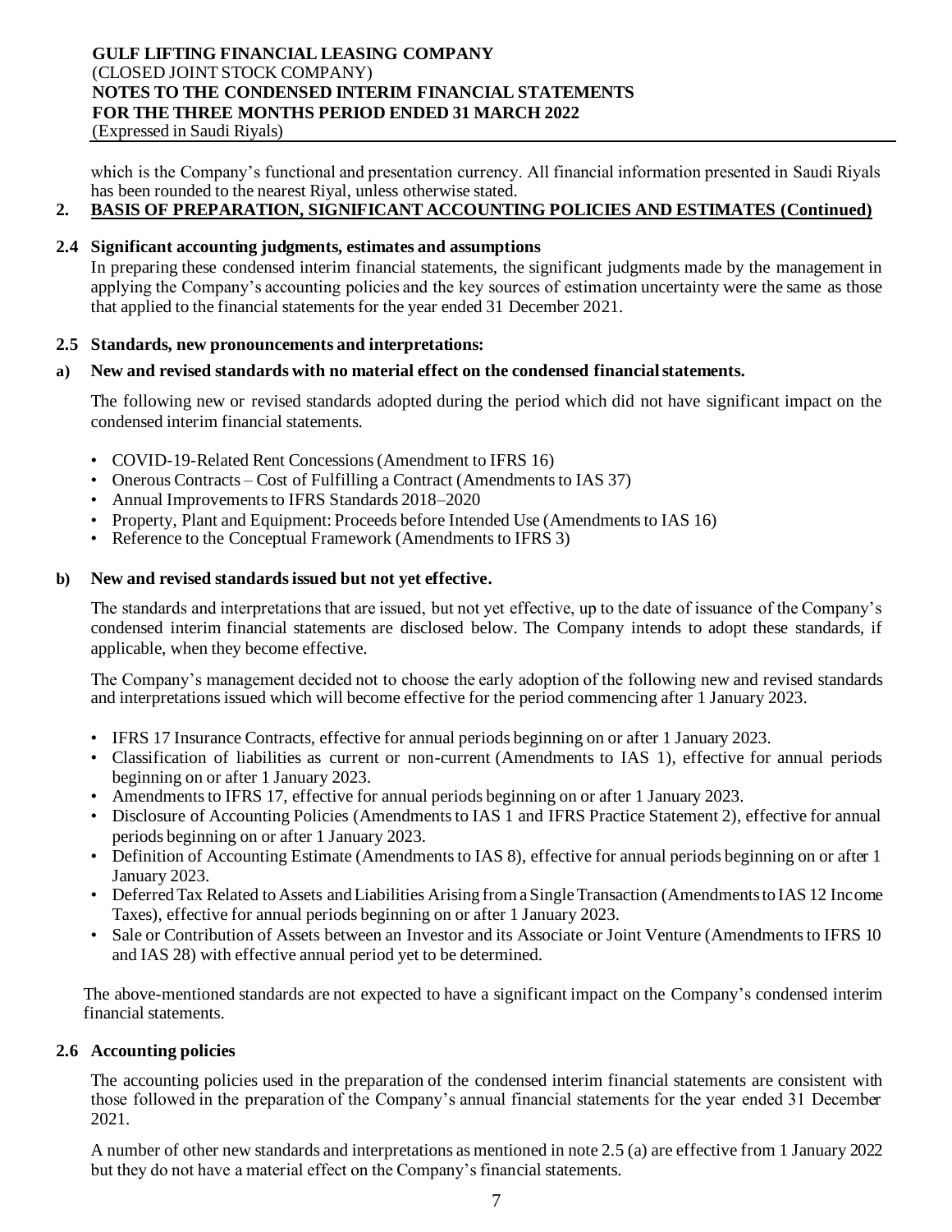which is the Company's functional and presentation currency. All financial information presented in Saudi Riyals has been rounded to the nearest Riyal, unless otherwise stated.

## 2. BASIS OF PREPARATION, SIGNIFICANT ACCOUNTING POLICIES AND ESTIMATES (Continued)

### 2.4 Significant accounting judgments, estimates and assumptions

In preparing these condensed interim financial statements, the significant judgments made by the management in applying the Company's accounting policies and the key sources of estimation uncertainty were the same as those that applied to the financial statements for the year ended 31 December 2021.

### 2.5 Standards, new pronouncements and interpretations:

#### a) New and revised standards with no material effect on the condensed financial statements.

The following new or revised standards adopted during the period which did not have significant impact on the condensed interim financial statements.

- COVID-19-Related Rent Concessions (Amendment to IFRS 16)
- Onerous Contracts – Cost of Fulfilling a Contract (Amendments to IAS 37)
- Annual Improvements to IFRS Standards 2018–2020
- Property, Plant and Equipment: Proceeds before Intended Use (Amendments to IAS 16)
- Reference to the Conceptual Framework (Amendments to IFRS 3)

#### b) New and revised standards issued but not yet effective.

The standards and interpretations that are issued, but not yet effective, up to the date of issuance of the Company's condensed interim financial statements are disclosed below. The Company intends to adopt these standards, if applicable, when they become effective.

The Company's management decided not to choose the early adoption of the following new and revised standards and interpretations issued which will become effective for the period commencing after 1 January 2023.

- IFRS 17 Insurance Contracts, effective for annual periods beginning on or after 1 January 2023.
- Classification of liabilities as current or non-current (Amendments to IAS 1), effective for annual periods beginning on or after 1 January 2023.
- Amendments to IFRS 17, effective for annual periods beginning on or after 1 January 2023.
- Disclosure of Accounting Policies (Amendments to IAS 1 and IFRS Practice Statement 2), effective for annual periods beginning on or after 1 January 2023.
- Definition of Accounting Estimate (Amendments to IAS 8), effective for annual periods beginning on or after 1 January 2023.
- Deferred Tax Related to Assets and Liabilities Arising from a Single Transaction (Amendments to IAS 12 Income Taxes), effective for annual periods beginning on or after 1 January 2023.
- Sale or Contribution of Assets between an Investor and its Associate or Joint Venture (Amendments to IFRS 10 and IAS 28) with effective annual period yet to be determined.

The above-mentioned standards are not expected to have a significant impact on the Company's condensed interim financial statements.

### 2.6 Accounting policies

The accounting policies used in the preparation of the condensed interim financial statements are consistent with those followed in the preparation of the Company's annual financial statements for the year ended 31 December 2021.

A number of other new standards and interpretations as mentioned in note 2.5 (a) are effective from 1 January 2022 but they do not have a material effect on the Company's financial statements.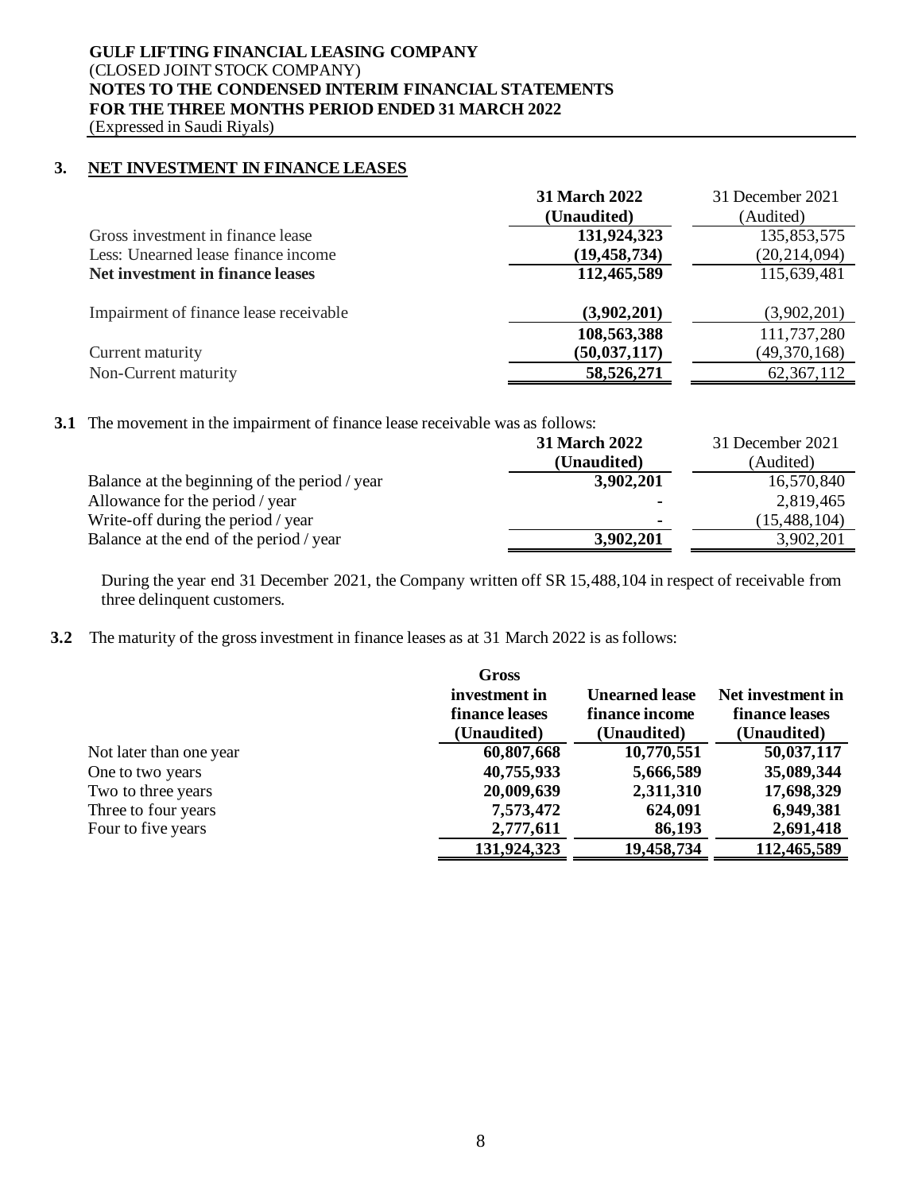**GULF LIFTING FINANCIAL LEASING COMPANY**
(CLOSED JOINT STOCK COMPANY)
**NOTES TO THE CONDENSED INTERIM FINANCIAL STATEMENTS**
**FOR THE THREE MONTHS PERIOD ENDED 31 MARCH 2022**
(Expressed in Saudi Riyals)

## 3. NET INVESTMENT IN FINANCE LEASES

| | **31 March 2022 (Unaudited)** | 31 December 2021 (Audited) |
|---|---|---|
| Gross investment in finance lease | **131,924,323** | 135,853,575 |
| Less: Unearned lease finance income | **(19,458,734)** | (20,214,094) |
| **Net investment in finance leases** | **112,465,589** | 115,639,481 |
| Impairment of finance lease receivable | **(3,902,201)** | (3,902,201) |
| | **108,563,388** | 111,737,280 |
| Current maturity | **(50,037,117)** | (49,370,168) |
| Non-Current maturity | **58,526,271** | 62,367,112 |

**3.1** The movement in the impairment of finance lease receivable was as follows:

| | **31 March 2022 (Unaudited)** | 31 December 2021 (Audited) |
|---|---|---|
| Balance at the beginning of the period / year | **3,902,201** | 16,570,840 |
| Allowance for the period / year | **-** | 2,819,465 |
| Write-off during the period / year | **-** | (15,488,104) |
| Balance at the end of the period / year | **3,902,201** | 3,902,201 |

During the year end 31 December 2021, the Company written off SR 15,488,104 in respect of receivable from three delinquent customers.

**3.2** The maturity of the gross investment in finance leases as at 31 March 2022 is as follows:

| | **Gross investment in finance leases (Unaudited)** | **Unearned lease finance income (Unaudited)** | **Net investment in finance leases (Unaudited)** |
|---|---|---|---|
| Not later than one year | **60,807,668** | **10,770,551** | **50,037,117** |
| One to two years | **40,755,933** | **5,666,589** | **35,089,344** |
| Two to three years | **20,009,639** | **2,311,310** | **17,698,329** |
| Three to four years | **7,573,472** | **624,091** | **6,949,381** |
| Four to five years | **2,777,611** | **86,193** | **2,691,418** |
| | **131,924,323** | **19,458,734** | **112,465,589** |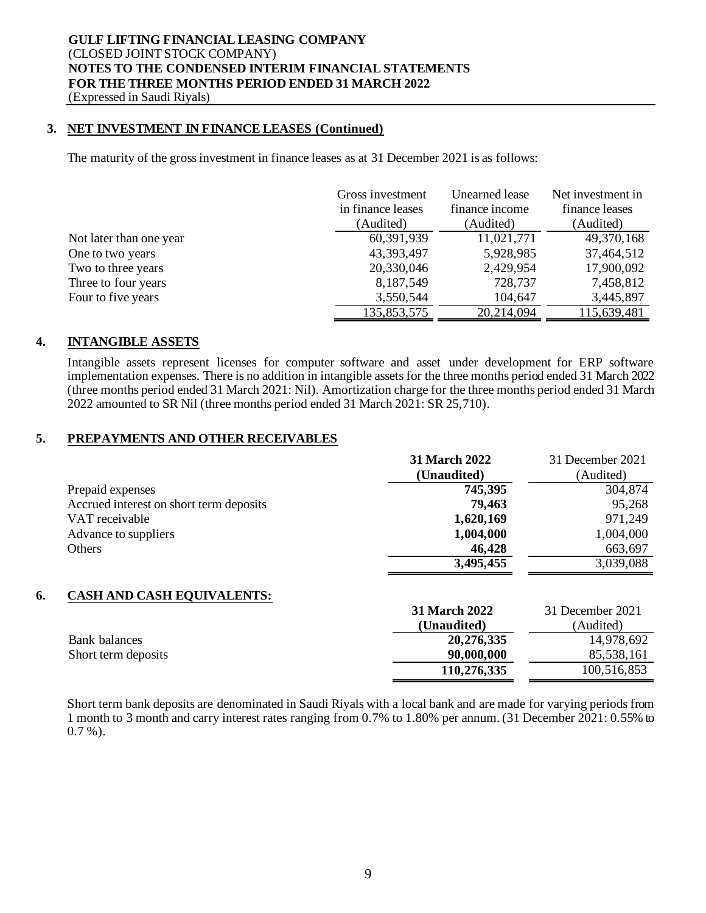## 3. NET INVESTMENT IN FINANCE LEASES (Continued)

The maturity of the gross investment in finance leases as at 31 December 2021 is as follows:

| | Gross investment in finance leases (Audited) | Unearned lease finance income (Audited) | Net investment in finance leases (Audited) |
|---|---|---|---|
| Not later than one year | 60,391,939 | 11,021,771 | 49,370,168 |
| One to two years | 43,393,497 | 5,928,985 | 37,464,512 |
| Two to three years | 20,330,046 | 2,429,954 | 17,900,092 |
| Three to four years | 8,187,549 | 728,737 | 7,458,812 |
| Four to five years | 3,550,544 | 104,647 | 3,445,897 |
| | 135,853,575 | 20,214,094 | 115,639,481 |

## 4. INTANGIBLE ASSETS

Intangible assets represent licenses for computer software and asset under development for ERP software implementation expenses. There is no addition in intangible assets for the three months period ended 31 March 2022 (three months period ended 31 March 2021: Nil). Amortization charge for the three months period ended 31 March 2022 amounted to SR Nil (three months period ended 31 March 2021: SR 25,710).

## 5. PREPAYMENTS AND OTHER RECEIVABLES

| | **31 March 2022 (Unaudited)** | 31 December 2021 (Audited) |
|---|---|---|
| Prepaid expenses | **745,395** | 304,874 |
| Accrued interest on short term deposits | **79,463** | 95,268 |
| VAT receivable | **1,620,169** | 971,249 |
| Advance to suppliers | **1,004,000** | 1,004,000 |
| Others | **46,428** | 663,697 |
| | **3,495,455** | 3,039,088 |

## 6. CASH AND CASH EQUIVALENTS:

| | **31 March 2022 (Unaudited)** | 31 December 2021 (Audited) |
|---|---|---|
| Bank balances | **20,276,335** | 14,978,692 |
| Short term deposits | **90,000,000** | 85,538,161 |
| | **110,276,335** | 100,516,853 |

Short term bank deposits are denominated in Saudi Riyals with a local bank and are made for varying periods from 1 month to 3 month and carry interest rates ranging from 0.7% to 1.80% per annum. (31 December 2021: 0.55% to 0.7 %).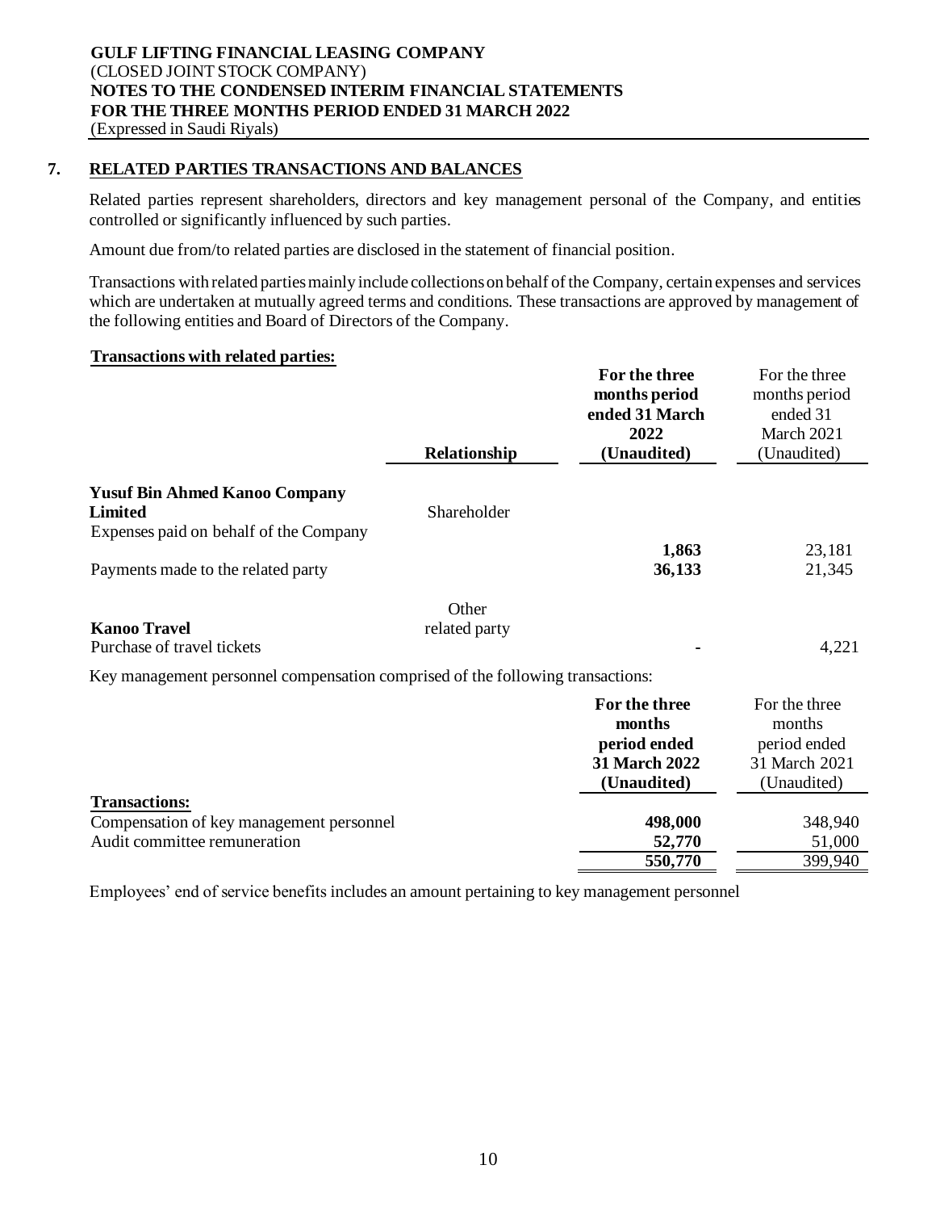**GULF LIFTING FINANCIAL LEASING COMPANY**
(CLOSED JOINT STOCK COMPANY)
**NOTES TO THE CONDENSED INTERIM FINANCIAL STATEMENTS**
**FOR THE THREE MONTHS PERIOD ENDED 31 MARCH 2022**
(Expressed in Saudi Riyals)

## 7. RELATED PARTIES TRANSACTIONS AND BALANCES

Related parties represent shareholders, directors and key management personal of the Company, and entities controlled or significantly influenced by such parties.

Amount due from/to related parties are disclosed in the statement of financial position.

Transactions with related parties mainly include collections on behalf of the Company, certain expenses and services which are undertaken at mutually agreed terms and conditions. These transactions are approved by management of the following entities and Board of Directors of the Company.

**Transactions with related parties:**

| | Relationship | For the three months period ended 31 March 2022 (Unaudited) | For the three months period ended 31 March 2021 (Unaudited) |
|---|---|---|---|
| **Yusuf Bin Ahmed Kanoo Company Limited** | Shareholder | | |
| Expenses paid on behalf of the Company | | **1,863** | 23,181 |
| Payments made to the related party | | **36,133** | 21,345 |
| **Kanoo Travel** | Other related party | | |
| Purchase of travel tickets | | **-** | 4,221 |

Key management personnel compensation comprised of the following transactions:

| | For the three months period ended 31 March 2022 (Unaudited) | For the three months period ended 31 March 2021 (Unaudited) |
|---|---|---|
| **Transactions:** | | |
| Compensation of key management personnel | **498,000** | 348,940 |
| Audit committee remuneration | **52,770** | 51,000 |
| | **550,770** | 399,940 |

Employees' end of service benefits includes an amount pertaining to key management personnel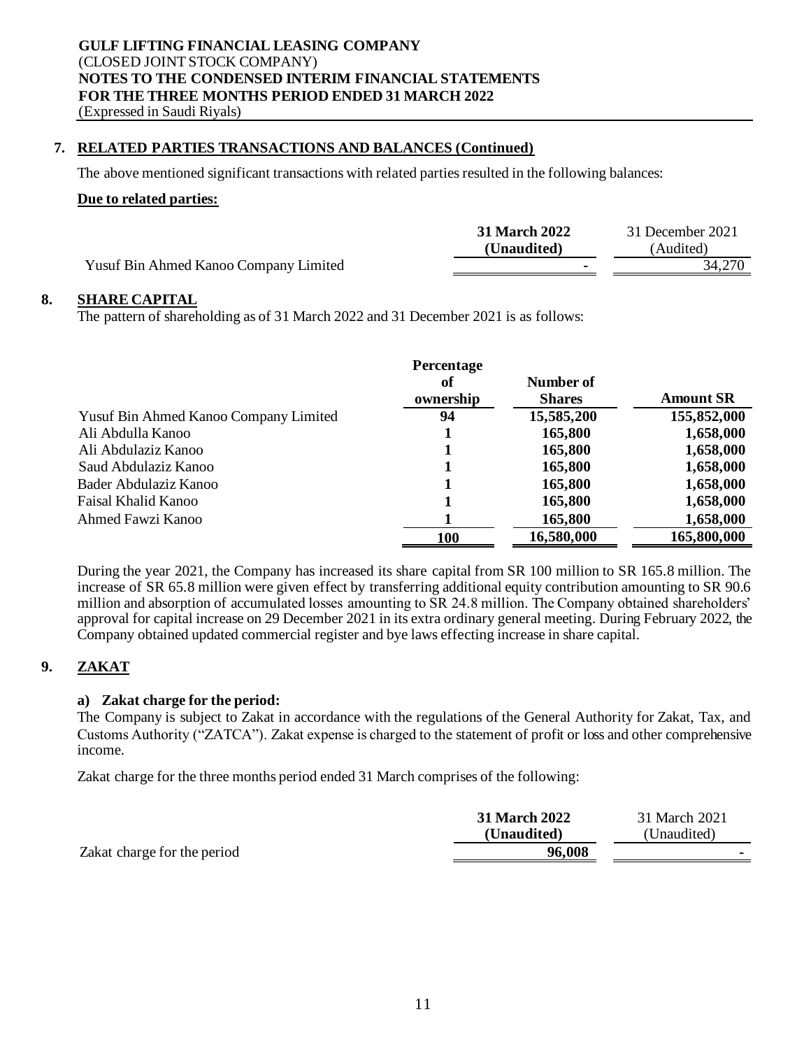## 7. RELATED PARTIES TRANSACTIONS AND BALANCES (Continued)

The above mentioned significant transactions with related parties resulted in the following balances:

**Due to related parties:**

| | 31 March 2022 (Unaudited) | 31 December 2021 (Audited) |
|---|---|---|
| Yusuf Bin Ahmed Kanoo Company Limited | - | 34,270 |

## 8. SHARE CAPITAL

The pattern of shareholding as of 31 March 2022 and 31 December 2021 is as follows:

| | Percentage of ownership | Number of Shares | Amount SR |
|---|---|---|---|
| Yusuf Bin Ahmed Kanoo Company Limited | 94 | 15,585,200 | 155,852,000 |
| Ali Abdulla Kanoo | 1 | 165,800 | 1,658,000 |
| Ali Abdulaziz Kanoo | 1 | 165,800 | 1,658,000 |
| Saud Abdulaziz Kanoo | 1 | 165,800 | 1,658,000 |
| Bader Abdulaziz Kanoo | 1 | 165,800 | 1,658,000 |
| Faisal Khalid Kanoo | 1 | 165,800 | 1,658,000 |
| Ahmed Fawzi Kanoo | 1 | 165,800 | 1,658,000 |
| | **100** | **16,580,000** | **165,800,000** |

During the year 2021, the Company has increased its share capital from SR 100 million to SR 165.8 million. The increase of SR 65.8 million were given effect by transferring additional equity contribution amounting to SR 90.6 million and absorption of accumulated losses amounting to SR 24.8 million. The Company obtained shareholders' approval for capital increase on 29 December 2021 in its extra ordinary general meeting. During February 2022, the Company obtained updated commercial register and bye laws effecting increase in share capital.

## 9. ZAKAT

### a) Zakat charge for the period:

The Company is subject to Zakat in accordance with the regulations of the General Authority for Zakat, Tax, and Customs Authority ("ZATCA"). Zakat expense is charged to the statement of profit or loss and other comprehensive income.

Zakat charge for the three months period ended 31 March comprises of the following:

| | 31 March 2022 (Unaudited) | 31 March 2021 (Unaudited) |
|---|---|---|
| Zakat charge for the period | 96,008 | - |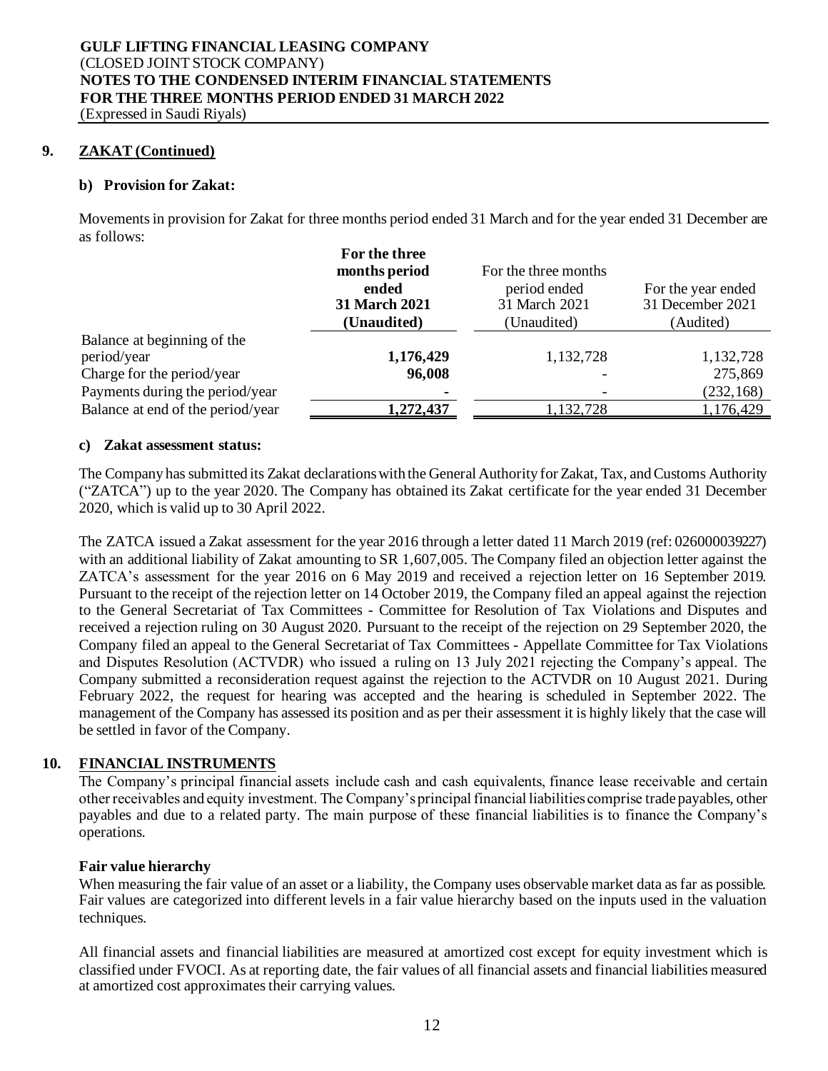## 9. ZAKAT (Continued)

### b) Provision for Zakat:

Movements in provision for Zakat for three months period ended 31 March and for the year ended 31 December are as follows:

| | **For the three months period ended 31 March 2021 (Unaudited)** | For the three months period ended 31 March 2021 (Unaudited) | For the year ended 31 December 2021 (Audited) |
|---|---|---|---|
| Balance at beginning of the period/year | **1,176,429** | 1,132,728 | 1,132,728 |
| Charge for the period/year | **96,008** | - | 275,869 |
| Payments during the period/year | **-** | - | (232,168) |
| Balance at end of the period/year | **1,272,437** | 1,132,728 | 1,176,429 |

### c) Zakat assessment status:

The Company has submitted its Zakat declarations with the General Authority for Zakat, Tax, and Customs Authority ("ZATCA") up to the year 2020. The Company has obtained its Zakat certificate for the year ended 31 December 2020, which is valid up to 30 April 2022.

The ZATCA issued a Zakat assessment for the year 2016 through a letter dated 11 March 2019 (ref: 026000039227) with an additional liability of Zakat amounting to SR 1,607,005. The Company filed an objection letter against the ZATCA's assessment for the year 2016 on 6 May 2019 and received a rejection letter on 16 September 2019. Pursuant to the receipt of the rejection letter on 14 October 2019, the Company filed an appeal against the rejection to the General Secretariat of Tax Committees - Committee for Resolution of Tax Violations and Disputes and received a rejection ruling on 30 August 2020. Pursuant to the receipt of the rejection on 29 September 2020, the Company filed an appeal to the General Secretariat of Tax Committees - Appellate Committee for Tax Violations and Disputes Resolution (ACTVDR) who issued a ruling on 13 July 2021 rejecting the Company's appeal. The Company submitted a reconsideration request against the rejection to the ACTVDR on 10 August 2021. During February 2022, the request for hearing was accepted and the hearing is scheduled in September 2022. The management of the Company has assessed its position and as per their assessment it is highly likely that the case will be settled in favor of the Company.

## 10. FINANCIAL INSTRUMENTS

The Company's principal financial assets include cash and cash equivalents, finance lease receivable and certain other receivables and equity investment. The Company's principal financial liabilities comprise trade payables, other payables and due to a related party. The main purpose of these financial liabilities is to finance the Company's operations.

**Fair value hierarchy**

When measuring the fair value of an asset or a liability, the Company uses observable market data as far as possible. Fair values are categorized into different levels in a fair value hierarchy based on the inputs used in the valuation techniques.

All financial assets and financial liabilities are measured at amortized cost except for equity investment which is classified under FVOCI. As at reporting date, the fair values of all financial assets and financial liabilities measured at amortized cost approximates their carrying values.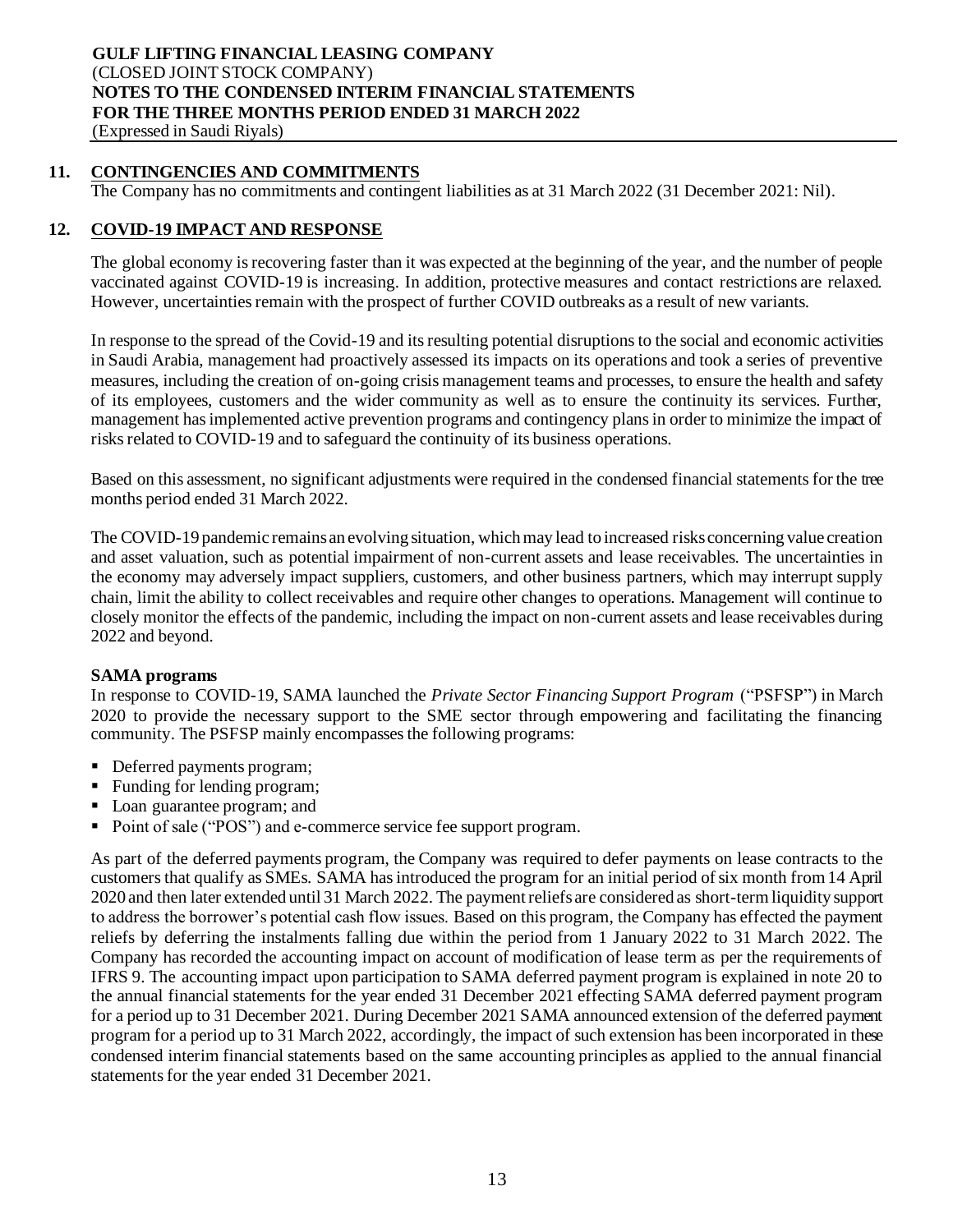## 11. CONTINGENCIES AND COMMITMENTS

The Company has no commitments and contingent liabilities as at 31 March 2022 (31 December 2021: Nil).

## 12. COVID-19 IMPACT AND RESPONSE

The global economy is recovering faster than it was expected at the beginning of the year, and the number of people vaccinated against COVID-19 is increasing. In addition, protective measures and contact restrictions are relaxed. However, uncertainties remain with the prospect of further COVID outbreaks as a result of new variants.

In response to the spread of the Covid-19 and its resulting potential disruptions to the social and economic activities in Saudi Arabia, management had proactively assessed its impacts on its operations and took a series of preventive measures, including the creation of on-going crisis management teams and processes, to ensure the health and safety of its employees, customers and the wider community as well as to ensure the continuity its services. Further, management has implemented active prevention programs and contingency plans in order to minimize the impact of risks related to COVID-19 and to safeguard the continuity of its business operations.

Based on this assessment, no significant adjustments were required in the condensed financial statements for the tree months period ended 31 March 2022.

The COVID-19 pandemic remains an evolving situation, which may lead to increased risks concerning value creation and asset valuation, such as potential impairment of non-current assets and lease receivables. The uncertainties in the economy may adversely impact suppliers, customers, and other business partners, which may interrupt supply chain, limit the ability to collect receivables and require other changes to operations. Management will continue to closely monitor the effects of the pandemic, including the impact on non-current assets and lease receivables during 2022 and beyond.

**SAMA programs**

In response to COVID-19, SAMA launched the *Private Sector Financing Support Program* ("PSFSP") in March 2020 to provide the necessary support to the SME sector through empowering and facilitating the financing community. The PSFSP mainly encompasses the following programs:

- Deferred payments program;
- Funding for lending program;
- Loan guarantee program; and
- Point of sale ("POS") and e-commerce service fee support program.

As part of the deferred payments program, the Company was required to defer payments on lease contracts to the customers that qualify as SMEs. SAMA has introduced the program for an initial period of six month from 14 April 2020 and then later extended until 31 March 2022. The payment reliefs are considered as short-term liquidity support to address the borrower's potential cash flow issues. Based on this program, the Company has effected the payment reliefs by deferring the instalments falling due within the period from 1 January 2022 to 31 March 2022. The Company has recorded the accounting impact on account of modification of lease term as per the requirements of IFRS 9. The accounting impact upon participation to SAMA deferred payment program is explained in note 20 to the annual financial statements for the year ended 31 December 2021 effecting SAMA deferred payment program for a period up to 31 December 2021. During December 2021 SAMA announced extension of the deferred payment program for a period up to 31 March 2022, accordingly, the impact of such extension has been incorporated in these condensed interim financial statements based on the same accounting principles as applied to the annual financial statements for the year ended 31 December 2021.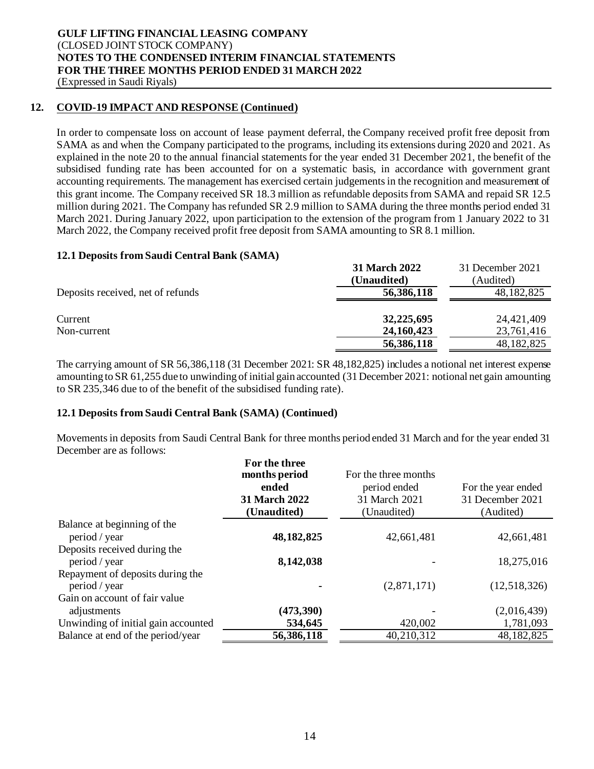## 12. COVID-19 IMPACT AND RESPONSE (Continued)

In order to compensate loss on account of lease payment deferral, the Company received profit free deposit from SAMA as and when the Company participated to the programs, including its extensions during 2020 and 2021. As explained in the note 20 to the annual financial statements for the year ended 31 December 2021, the benefit of the subsidised funding rate has been accounted for on a systematic basis, in accordance with government grant accounting requirements. The management has exercised certain judgements in the recognition and measurement of this grant income. The Company received SR 18.3 million as refundable deposits from SAMA and repaid SR 12.5 million during 2021. The Company has refunded SR 2.9 million to SAMA during the three months period ended 31 March 2021. During January 2022, upon participation to the extension of the program from 1 January 2022 to 31 March 2022, the Company received profit free deposit from SAMA amounting to SR 8.1 million.

### 12.1 Deposits from Saudi Central Bank (SAMA)

| | **31 March 2022 (Unaudited)** | 31 December 2021 (Audited) |
|---|---|---|
| Deposits received, net of refunds | **56,386,118** | 48,182,825 |
| Current | **32,225,695** | 24,421,409 |
| Non-current | **24,160,423** | 23,761,416 |
| | **56,386,118** | 48,182,825 |

The carrying amount of SR 56,386,118 (31 December 2021: SR 48,182,825) includes a notional net interest expense amounting to SR 61,255 due to unwinding of initial gain accounted (31 December 2021: notional net gain amounting to SR 235,346 due to of the benefit of the subsidised funding rate).

### 12.1 Deposits from Saudi Central Bank (SAMA) (Continued)

Movements in deposits from Saudi Central Bank for three months period ended 31 March and for the year ended 31 December are as follows:

| | **For the three months period ended 31 March 2022 (Unaudited)** | For the three months period ended 31 March 2021 (Unaudited) | For the year ended 31 December 2021 (Audited) |
|---|---|---|---|
| Balance at beginning of the period / year | **48,182,825** | 42,661,481 | 42,661,481 |
| Deposits received during the period / year | **8,142,038** | - | 18,275,016 |
| Repayment of deposits during the period / year | **-** | (2,871,171) | (12,518,326) |
| Gain on account of fair value adjustments | **(473,390)** | - | (2,016,439) |
| Unwinding of initial gain accounted | **534,645** | 420,002 | 1,781,093 |
| Balance at end of the period/year | **56,386,118** | 40,210,312 | 48,182,825 |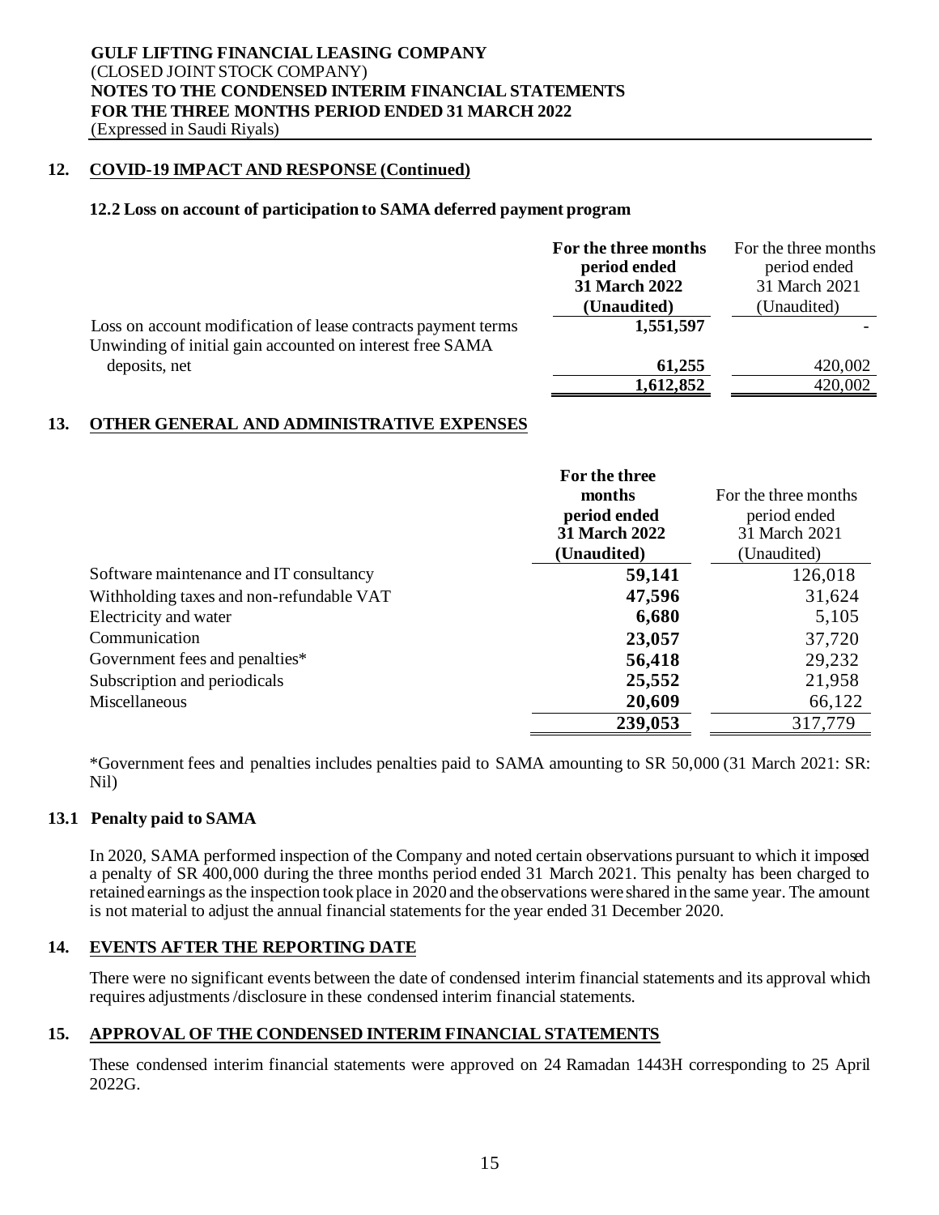## 12. COVID-19 IMPACT AND RESPONSE (Continued)

### 12.2 Loss on account of participation to SAMA deferred payment program

| | For the three months period ended 31 March 2022 (Unaudited) | For the three months period ended 31 March 2021 (Unaudited) |
|---|---|---|
| Loss on account modification of lease contracts payment terms | 1,551,597 | - |
| Unwinding of initial gain accounted on interest free SAMA deposits, net | 61,255 | 420,002 |
| | 1,612,852 | 420,002 |

## 13. OTHER GENERAL AND ADMINISTRATIVE EXPENSES

| | For the three months period ended 31 March 2022 (Unaudited) | For the three months period ended 31 March 2021 (Unaudited) |
|---|---|---|
| Software maintenance and IT consultancy | 59,141 | 126,018 |
| Withholding taxes and non-refundable VAT | 47,596 | 31,624 |
| Electricity and water | 6,680 | 5,105 |
| Communication | 23,057 | 37,720 |
| Government fees and penalties* | 56,418 | 29,232 |
| Subscription and periodicals | 25,552 | 21,958 |
| Miscellaneous | 20,609 | 66,122 |
| | 239,053 | 317,779 |

*Government fees and penalties includes penalties paid to SAMA amounting to SR 50,000 (31 March 2021: SR: Nil)

### 13.1 Penalty paid to SAMA

In 2020, SAMA performed inspection of the Company and noted certain observations pursuant to which it imposed a penalty of SR 400,000 during the three months period ended 31 March 2021. This penalty has been charged to retained earnings as the inspection took place in 2020 and the observations were shared in the same year. The amount is not material to adjust the annual financial statements for the year ended 31 December 2020.

## 14. EVENTS AFTER THE REPORTING DATE

There were no significant events between the date of condensed interim financial statements and its approval which requires adjustments /disclosure in these condensed interim financial statements.

## 15. APPROVAL OF THE CONDENSED INTERIM FINANCIAL STATEMENTS

These condensed interim financial statements were approved on 24 Ramadan 1443H corresponding to 25 April 2022G.